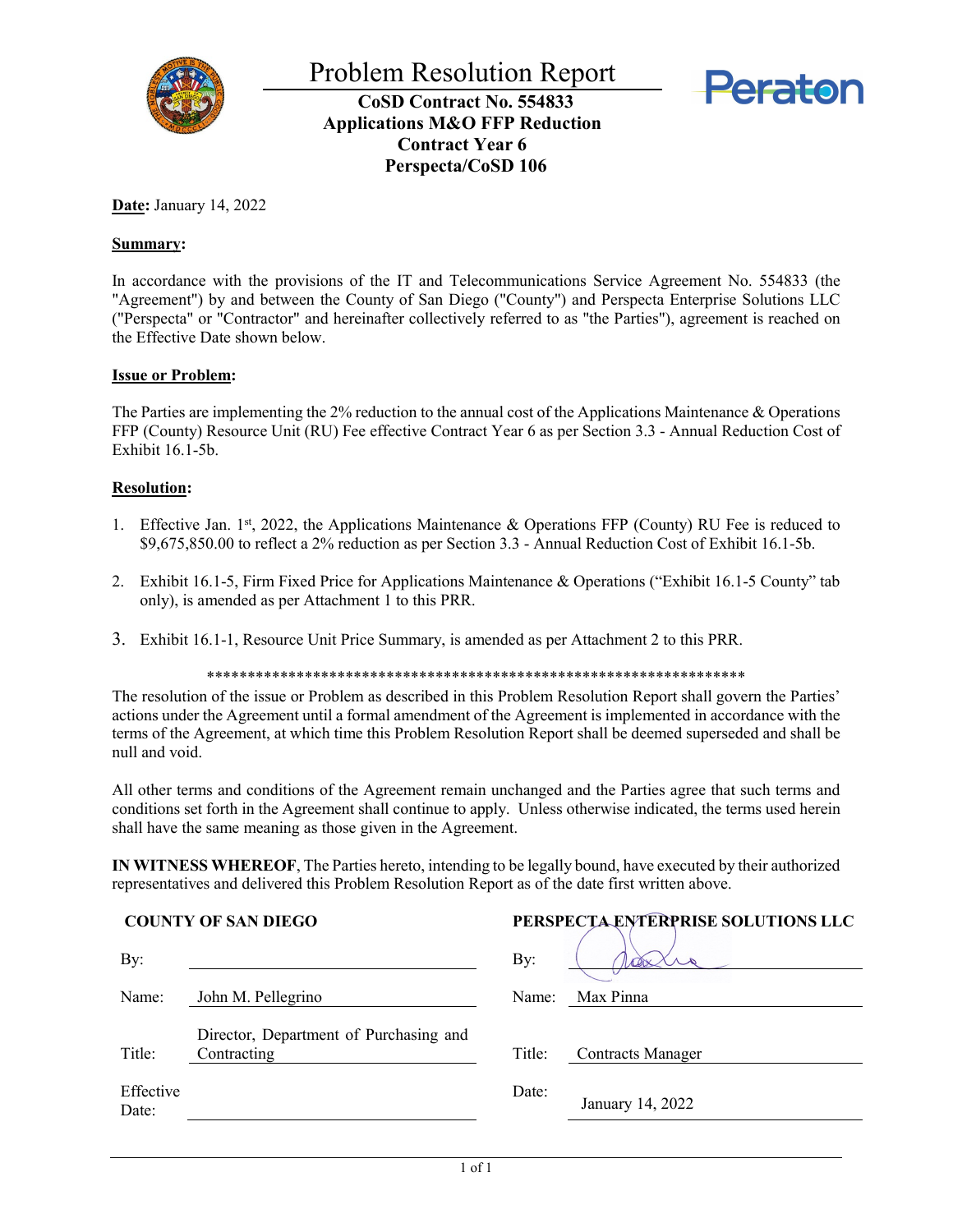# Problem Resolution Report

**CoSD Contract No. 554833**
**Applications M&O FFP Reduction**
**Contract Year 6**
**Perspecta/CoSD 106**

**Date:** January 14, 2022

**Summary:**

In accordance with the provisions of the IT and Telecommunications Service Agreement No. 554833 (the "Agreement") by and between the County of San Diego ("County") and Perspecta Enterprise Solutions LLC ("Perspecta" or "Contractor" and hereinafter collectively referred to as "the Parties"), agreement is reached on the Effective Date shown below.

**Issue or Problem:**

The Parties are implementing the 2% reduction to the annual cost of the Applications Maintenance & Operations FFP (County) Resource Unit (RU) Fee effective Contract Year 6 as per Section 3.3 - Annual Reduction Cost of Exhibit 16.1-5b.

**Resolution:**

1. Effective Jan. 1st, 2022, the Applications Maintenance & Operations FFP (County) RU Fee is reduced to $9,675,850.00 to reflect a 2% reduction as per Section 3.3 - Annual Reduction Cost of Exhibit 16.1-5b.
2. Exhibit 16.1-5, Firm Fixed Price for Applications Maintenance & Operations ("Exhibit 16.1-5 County" tab only), is amended as per Attachment 1 to this PRR.
3. Exhibit 16.1-1, Resource Unit Price Summary, is amended as per Attachment 2 to this PRR.

\*\*\*\*\*\*\*\*\*\*\*\*\*\*\*\*\*\*\*\*\*\*\*\*\*\*\*\*\*\*\*\*\*\*\*\*\*\*\*\*\*\*\*\*\*\*\*\*\*\*\*\*\*\*\*\*\*\*\*\*\*\*\*\*\*\*\*\*\*\*

The resolution of the issue or Problem as described in this Problem Resolution Report shall govern the Parties' actions under the Agreement until a formal amendment of the Agreement is implemented in accordance with the terms of the Agreement, at which time this Problem Resolution Report shall be deemed superseded and shall be null and void.

All other terms and conditions of the Agreement remain unchanged and the Parties agree that such terms and conditions set forth in the Agreement shall continue to apply. Unless otherwise indicated, the terms used herein shall have the same meaning as those given in the Agreement.

**IN WITNESS WHEREOF**, The Parties hereto, intending to be legally bound, have executed by their authorized representatives and delivered this Problem Resolution Report as of the date first written above.

| **COUNTY OF SAN DIEGO** | | **PERSPECTA ENTERPRISE SOLUTIONS LLC** | |
|---|---|---|---|
| By: | | By: | (signature) |
| Name: | John M. Pellegrino | Name: | Max Pinna |
| Title: | Director, Department of Purchasing and Contracting | Title: | Contracts Manager |
| Effective Date: | | Date: | January 14, 2022 |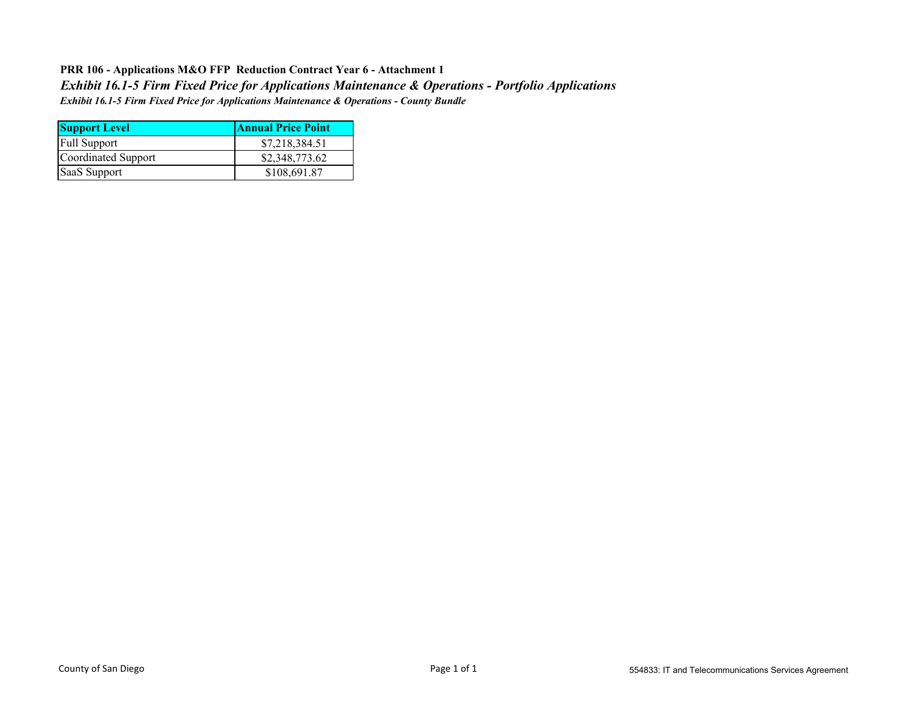**PRR 106 - Applications M&O FFP Reduction Contract Year 6 - Attachment 1**

***Exhibit 16.1-5 Firm Fixed Price for Applications Maintenance & Operations - Portfolio Applications***

***Exhibit 16.1-5 Firm Fixed Price for Applications Maintenance & Operations - County Bundle***

| Support Level | Annual Price Point |
|---|---|
| Full Support | $7,218,384.51 |
| Coordinated Support | $2,348,773.62 |
| SaaS Support | $108,691.87 |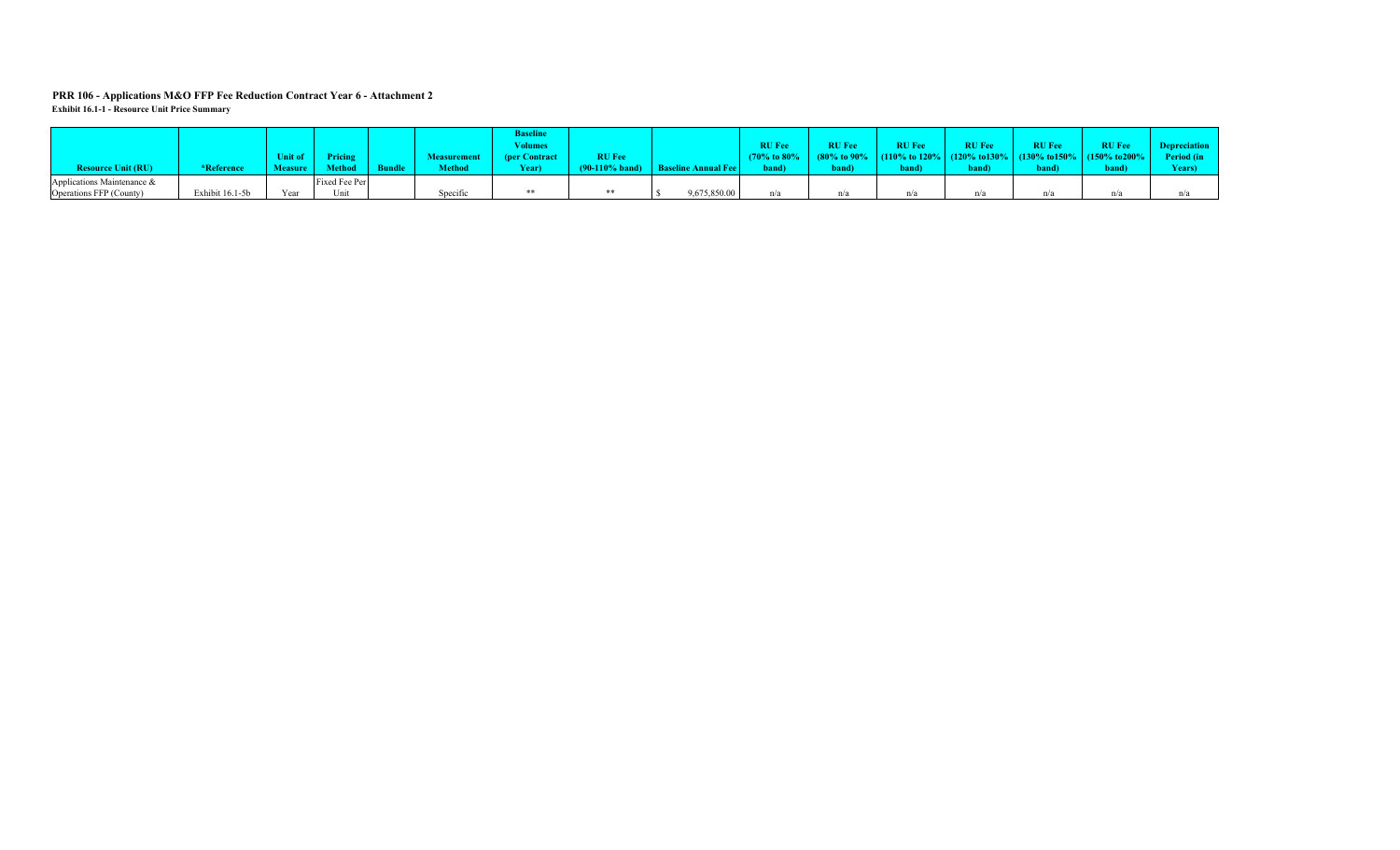**PRR 106 - Applications M&O FFP Fee Reduction Contract Year 6 - Attachment 2**

**Exhibit 16.1-1 - Resource Unit Price Summary**

| Resource Unit (RU) | *Reference | Unit of Measure | Pricing Method | Bundle | Measurement Method | Baseline Volumes (per Contract Year) | RU Fee (90-110% band) | Baseline Annual Fee | RU Fee (70% to 80% band) | RU Fee (80% to 90% band) | RU Fee (110% to 120% band) | RU Fee (120% to130% band) | RU Fee (130% to150% band) | RU Fee (150% to200% band) | Depreciation Period (in Years) |
|---|---|---|---|---|---|---|---|---|---|---|---|---|---|---|---|
| Applications Maintenance & Operations FFP (County) | Exhibit 16.1-5b | Year | Fixed Fee Per Unit | | Specific | ** | ** | $ 9,675,850.00 | n/a | n/a | n/a | n/a | n/a | n/a | n/a |